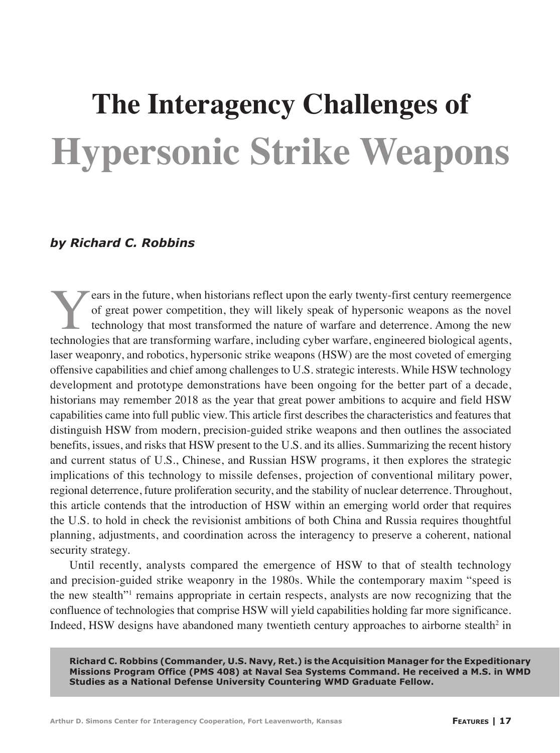# The Interagency Challenges of Hypersonic Strike Weapons

***by Richard C. Robbins***

Years in the future, when historians reflect upon the early twenty-first century reemergence of great power competition, they will likely speak of hypersonic weapons as the novel technology that most transformed the nature of warfare and deterrence. Among the new technologies that are transforming warfare, including cyber warfare, engineered biological agents, laser weaponry, and robotics, hypersonic strike weapons (HSW) are the most coveted of emerging offensive capabilities and chief among challenges to U.S. strategic interests. While HSW technology development and prototype demonstrations have been ongoing for the better part of a decade, historians may remember 2018 as the year that great power ambitions to acquire and field HSW capabilities came into full public view. This article first describes the characteristics and features that distinguish HSW from modern, precision-guided strike weapons and then outlines the associated benefits, issues, and risks that HSW present to the U.S. and its allies. Summarizing the recent history and current status of U.S., Chinese, and Russian HSW programs, it then explores the strategic implications of this technology to missile defenses, projection of conventional military power, regional deterrence, future proliferation security, and the stability of nuclear deterrence. Throughout, this article contends that the introduction of HSW within an emerging world order that requires the U.S. to hold in check the revisionist ambitions of both China and Russia requires thoughtful planning, adjustments, and coordination across the interagency to preserve a coherent, national security strategy.

Until recently, analysts compared the emergence of HSW to that of stealth technology and precision-guided strike weaponry in the 1980s. While the contemporary maxim "speed is the new stealth"[1] remains appropriate in certain respects, analysts are now recognizing that the confluence of technologies that comprise HSW will yield capabilities holding far more significance. Indeed, HSW designs have abandoned many twentieth century approaches to airborne stealth[2] in

**Richard C. Robbins (Commander, U.S. Navy, Ret.) is the Acquisition Manager for the Expeditionary Missions Program Office (PMS 408) at Naval Sea Systems Command. He received a M.S. in WMD Studies as a National Defense University Countering WMD Graduate Fellow.**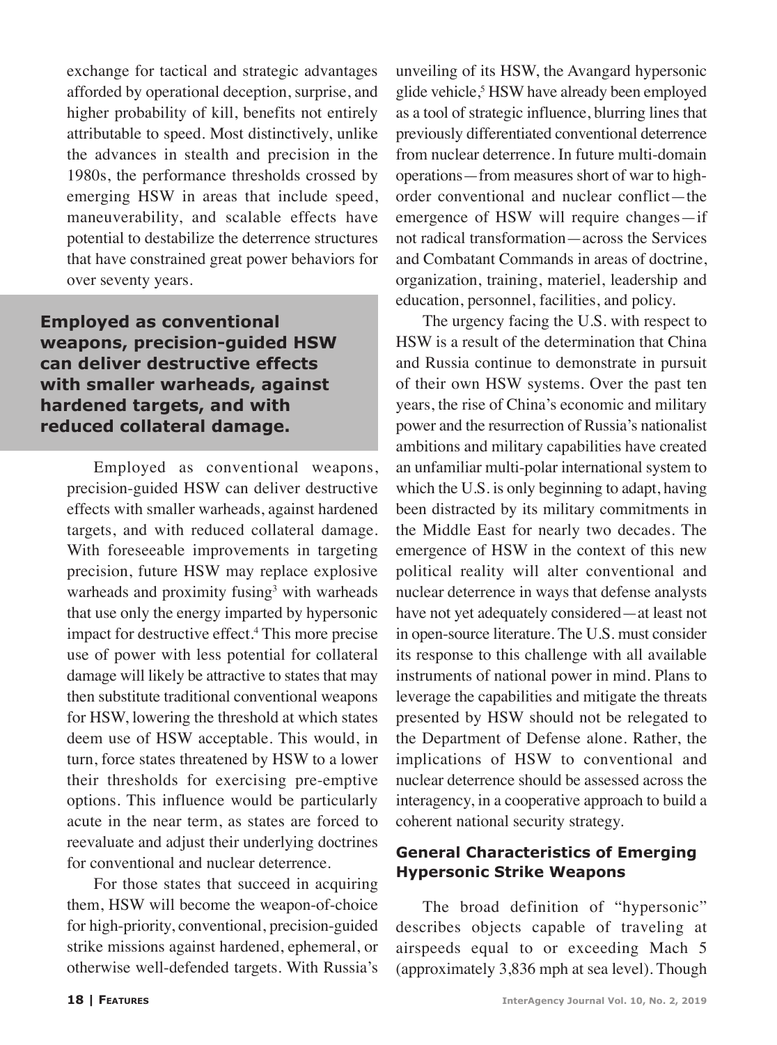exchange for tactical and strategic advantages afforded by operational deception, surprise, and higher probability of kill, benefits not entirely attributable to speed. Most distinctively, unlike the advances in stealth and precision in the 1980s, the performance thresholds crossed by emerging HSW in areas that include speed, maneuverability, and scalable effects have potential to destabilize the deterrence structures that have constrained great power behaviors for over seventy years.

**Employed as conventional weapons, precision-guided HSW can deliver destructive effects with smaller warheads, against hardened targets, and with reduced collateral damage.**

Employed as conventional weapons, precision-guided HSW can deliver destructive effects with smaller warheads, against hardened targets, and with reduced collateral damage. With foreseeable improvements in targeting precision, future HSW may replace explosive warheads and proximity fusing[3] with warheads that use only the energy imparted by hypersonic impact for destructive effect.[4] This more precise use of power with less potential for collateral damage will likely be attractive to states that may then substitute traditional conventional weapons for HSW, lowering the threshold at which states deem use of HSW acceptable. This would, in turn, force states threatened by HSW to a lower their thresholds for exercising pre-emptive options. This influence would be particularly acute in the near term, as states are forced to reevaluate and adjust their underlying doctrines for conventional and nuclear deterrence.

For those states that succeed in acquiring them, HSW will become the weapon-of-choice for high-priority, conventional, precision-guided strike missions against hardened, ephemeral, or otherwise well-defended targets. With Russia's unveiling of its HSW, the Avangard hypersonic glide vehicle,[5] HSW have already been employed as a tool of strategic influence, blurring lines that previously differentiated conventional deterrence from nuclear deterrence. In future multi-domain operations—from measures short of war to high-order conventional and nuclear conflict—the emergence of HSW will require changes—if not radical transformation—across the Services and Combatant Commands in areas of doctrine, organization, training, materiel, leadership and education, personnel, facilities, and policy.

The urgency facing the U.S. with respect to HSW is a result of the determination that China and Russia continue to demonstrate in pursuit of their own HSW systems. Over the past ten years, the rise of China's economic and military power and the resurrection of Russia's nationalist ambitions and military capabilities have created an unfamiliar multi-polar international system to which the U.S. is only beginning to adapt, having been distracted by its military commitments in the Middle East for nearly two decades. The emergence of HSW in the context of this new political reality will alter conventional and nuclear deterrence in ways that defense analysts have not yet adequately considered—at least not in open-source literature. The U.S. must consider its response to this challenge with all available instruments of national power in mind. Plans to leverage the capabilities and mitigate the threats presented by HSW should not be relegated to the Department of Defense alone. Rather, the implications of HSW to conventional and nuclear deterrence should be assessed across the interagency, in a cooperative approach to build a coherent national security strategy.

## General Characteristics of Emerging Hypersonic Strike Weapons

The broad definition of "hypersonic" describes objects capable of traveling at airspeeds equal to or exceeding Mach 5 (approximately 3,836 mph at sea level). Though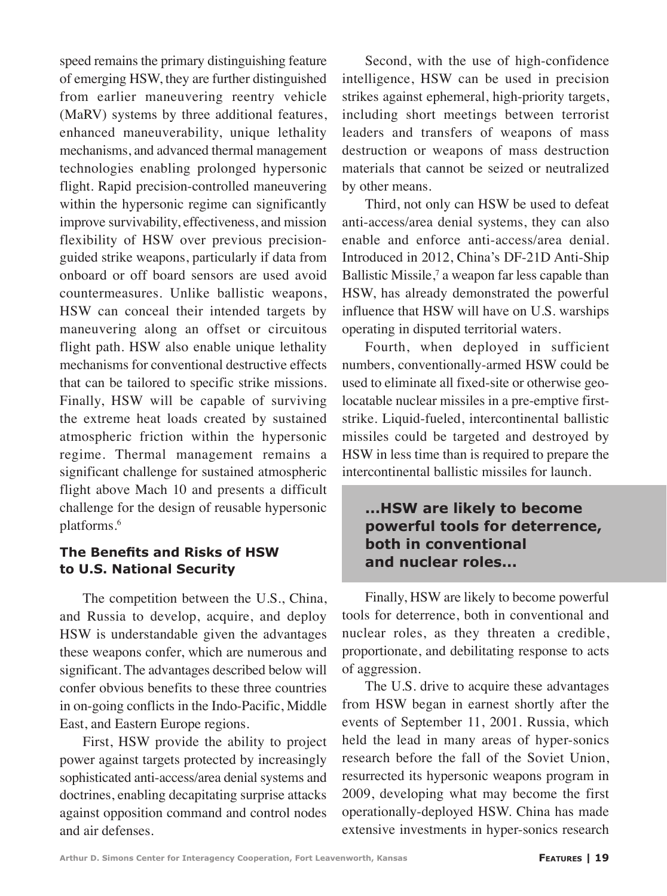speed remains the primary distinguishing feature of emerging HSW, they are further distinguished from earlier maneuvering reentry vehicle (MaRV) systems by three additional features, enhanced maneuverability, unique lethality mechanisms, and advanced thermal management technologies enabling prolonged hypersonic flight. Rapid precision-controlled maneuvering within the hypersonic regime can significantly improve survivability, effectiveness, and mission flexibility of HSW over previous precision-guided strike weapons, particularly if data from onboard or off board sensors are used avoid countermeasures. Unlike ballistic weapons, HSW can conceal their intended targets by maneuvering along an offset or circuitous flight path. HSW also enable unique lethality mechanisms for conventional destructive effects that can be tailored to specific strike missions. Finally, HSW will be capable of surviving the extreme heat loads created by sustained atmospheric friction within the hypersonic regime. Thermal management remains a significant challenge for sustained atmospheric flight above Mach 10 and presents a difficult challenge for the design of reusable hypersonic platforms.[6]

### The Benefits and Risks of HSW to U.S. National Security

The competition between the U.S., China, and Russia to develop, acquire, and deploy HSW is understandable given the advantages these weapons confer, which are numerous and significant. The advantages described below will confer obvious benefits to these three countries in on-going conflicts in the Indo-Pacific, Middle East, and Eastern Europe regions.

First, HSW provide the ability to project power against targets protected by increasingly sophisticated anti-access/area denial systems and doctrines, enabling decapitating surprise attacks against opposition command and control nodes and air defenses.

Second, with the use of high-confidence intelligence, HSW can be used in precision strikes against ephemeral, high-priority targets, including short meetings between terrorist leaders and transfers of weapons of mass destruction or weapons of mass destruction materials that cannot be seized or neutralized by other means.

Third, not only can HSW be used to defeat anti-access/area denial systems, they can also enable and enforce anti-access/area denial. Introduced in 2012, China's DF-21D Anti-Ship Ballistic Missile,[7] a weapon far less capable than HSW, has already demonstrated the powerful influence that HSW will have on U.S. warships operating in disputed territorial waters.

Fourth, when deployed in sufficient numbers, conventionally-armed HSW could be used to eliminate all fixed-site or otherwise geo-locatable nuclear missiles in a pre-emptive first-strike. Liquid-fueled, intercontinental ballistic missiles could be targeted and destroyed by HSW in less time than is required to prepare the intercontinental ballistic missiles for launch.

**...HSW are likely to become powerful tools for deterrence, both in conventional and nuclear roles...**

Finally, HSW are likely to become powerful tools for deterrence, both in conventional and nuclear roles, as they threaten a credible, proportionate, and debilitating response to acts of aggression.

The U.S. drive to acquire these advantages from HSW began in earnest shortly after the events of September 11, 2001. Russia, which held the lead in many areas of hyper-sonics research before the fall of the Soviet Union, resurrected its hypersonic weapons program in 2009, developing what may become the first operationally-deployed HSW. China has made extensive investments in hyper-sonics research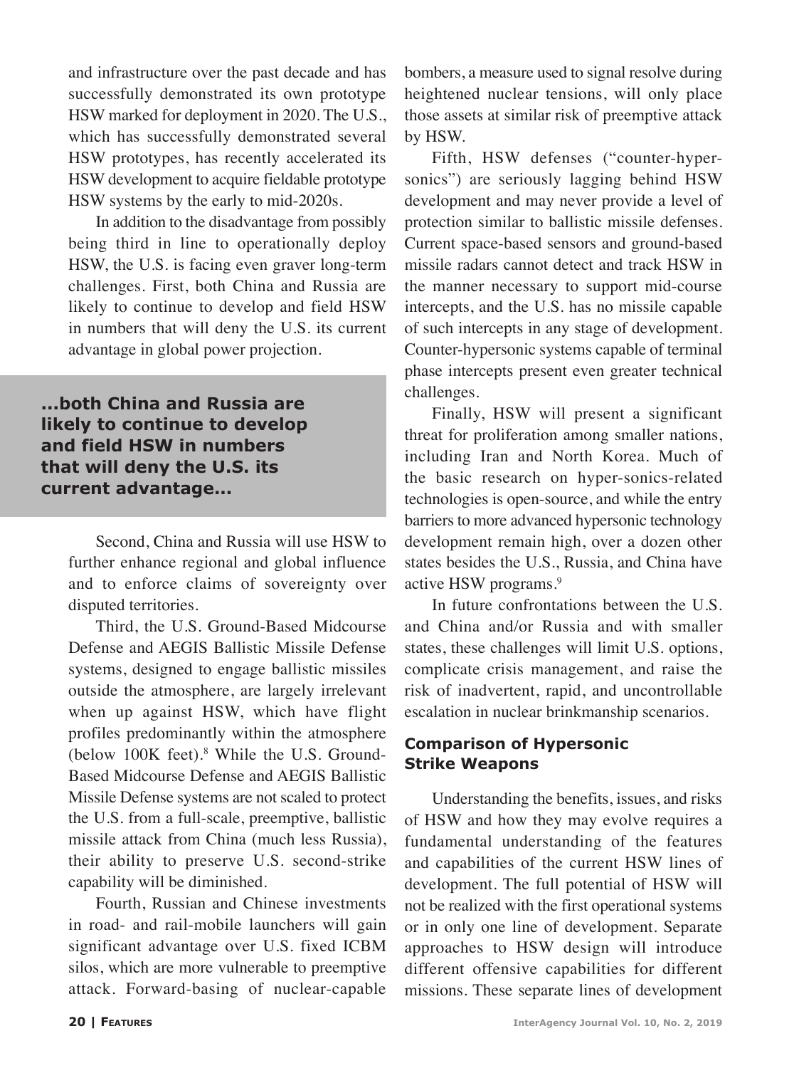and infrastructure over the past decade and has successfully demonstrated its own prototype HSW marked for deployment in 2020. The U.S., which has successfully demonstrated several HSW prototypes, has recently accelerated its HSW development to acquire fieldable prototype HSW systems by the early to mid-2020s.

In addition to the disadvantage from possibly being third in line to operationally deploy HSW, the U.S. is facing even graver long-term challenges. First, both China and Russia are likely to continue to develop and field HSW in numbers that will deny the U.S. its current advantage in global power projection.

**...both China and Russia are likely to continue to develop and field HSW in numbers that will deny the U.S. its current advantage...**

Second, China and Russia will use HSW to further enhance regional and global influence and to enforce claims of sovereignty over disputed territories.

Third, the U.S. Ground-Based Midcourse Defense and AEGIS Ballistic Missile Defense systems, designed to engage ballistic missiles outside the atmosphere, are largely irrelevant when up against HSW, which have flight profiles predominantly within the atmosphere (below 100K feet).[8] While the U.S. Ground-Based Midcourse Defense and AEGIS Ballistic Missile Defense systems are not scaled to protect the U.S. from a full-scale, preemptive, ballistic missile attack from China (much less Russia), their ability to preserve U.S. second-strike capability will be diminished.

Fourth, Russian and Chinese investments in road- and rail-mobile launchers will gain significant advantage over U.S. fixed ICBM silos, which are more vulnerable to preemptive attack. Forward-basing of nuclear-capable bombers, a measure used to signal resolve during heightened nuclear tensions, will only place those assets at similar risk of preemptive attack by HSW.

Fifth, HSW defenses ("counter-hypersonics") are seriously lagging behind HSW development and may never provide a level of protection similar to ballistic missile defenses. Current space-based sensors and ground-based missile radars cannot detect and track HSW in the manner necessary to support mid-course intercepts, and the U.S. has no missile capable of such intercepts in any stage of development. Counter-hypersonic systems capable of terminal phase intercepts present even greater technical challenges.

Finally, HSW will present a significant threat for proliferation among smaller nations, including Iran and North Korea. Much of the basic research on hyper-sonics-related technologies is open-source, and while the entry barriers to more advanced hypersonic technology development remain high, over a dozen other states besides the U.S., Russia, and China have active HSW programs.[9]

In future confrontations between the U.S. and China and/or Russia and with smaller states, these challenges will limit U.S. options, complicate crisis management, and raise the risk of inadvertent, rapid, and uncontrollable escalation in nuclear brinkmanship scenarios.

## Comparison of Hypersonic Strike Weapons

Understanding the benefits, issues, and risks of HSW and how they may evolve requires a fundamental understanding of the features and capabilities of the current HSW lines of development. The full potential of HSW will not be realized with the first operational systems or in only one line of development. Separate approaches to HSW design will introduce different offensive capabilities for different missions. These separate lines of development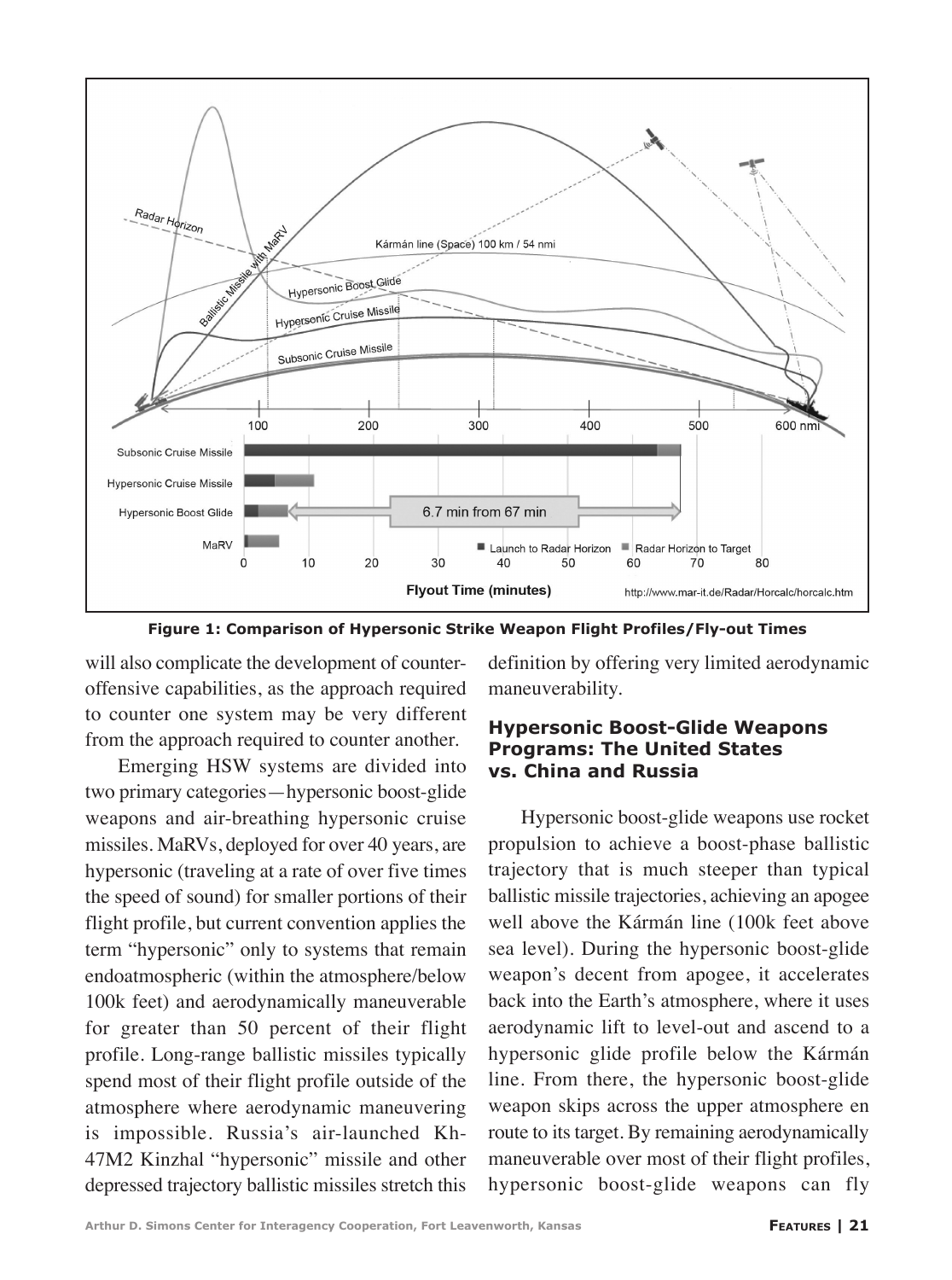**Figure 1: Comparison of Hypersonic Strike Weapon Flight Profiles/Fly-out Times**

will also complicate the development of counter-offensive capabilities, as the approach required to counter one system may be very different from the approach required to counter another.

Emerging HSW systems are divided into two primary categories—hypersonic boost-glide weapons and air-breathing hypersonic cruise missiles. MaRVs, deployed for over 40 years, are hypersonic (traveling at a rate of over five times the speed of sound) for smaller portions of their flight profile, but current convention applies the term "hypersonic" only to systems that remain endoatmospheric (within the atmosphere/below 100k feet) and aerodynamically maneuverable for greater than 50 percent of their flight profile. Long-range ballistic missiles typically spend most of their flight profile outside of the atmosphere where aerodynamic maneuvering is impossible. Russia's air-launched Kh-47M2 Kinzhal "hypersonic" missile and other depressed trajectory ballistic missiles stretch this definition by offering very limited aerodynamic maneuverability.

## Hypersonic Boost-Glide Weapons Programs: The United States vs. China and Russia

Hypersonic boost-glide weapons use rocket propulsion to achieve a boost-phase ballistic trajectory that is much steeper than typical ballistic missile trajectories, achieving an apogee well above the Kármán line (100k feet above sea level). During the hypersonic boost-glide weapon's decent from apogee, it accelerates back into the Earth's atmosphere, where it uses aerodynamic lift to level-out and ascend to a hypersonic glide profile below the Kármán line. From there, the hypersonic boost-glide weapon skips across the upper atmosphere en route to its target. By remaining aerodynamically maneuverable over most of their flight profiles, hypersonic boost-glide weapons can fly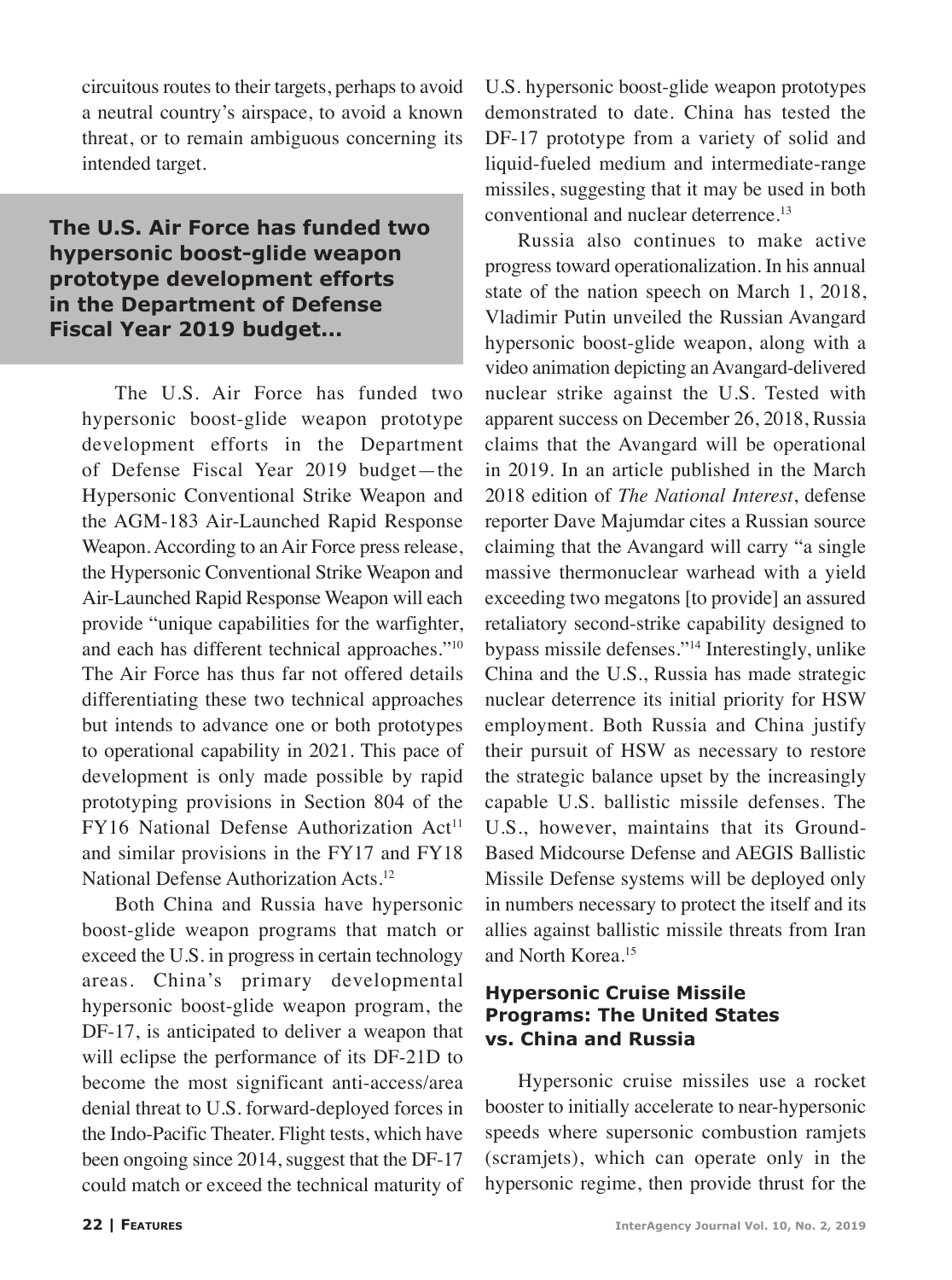circuitous routes to their targets, perhaps to avoid a neutral country's airspace, to avoid a known threat, or to remain ambiguous concerning its intended target.

**The U.S. Air Force has funded two hypersonic boost-glide weapon prototype development efforts in the Department of Defense Fiscal Year 2019 budget...**

The U.S. Air Force has funded two hypersonic boost-glide weapon prototype development efforts in the Department of Defense Fiscal Year 2019 budget—the Hypersonic Conventional Strike Weapon and the AGM-183 Air-Launched Rapid Response Weapon. According to an Air Force press release, the Hypersonic Conventional Strike Weapon and Air-Launched Rapid Response Weapon will each provide "unique capabilities for the warfighter, and each has different technical approaches."[10] The Air Force has thus far not offered details differentiating these two technical approaches but intends to advance one or both prototypes to operational capability in 2021. This pace of development is only made possible by rapid prototyping provisions in Section 804 of the FY16 National Defense Authorization Act[11] and similar provisions in the FY17 and FY18 National Defense Authorization Acts.[12]

Both China and Russia have hypersonic boost-glide weapon programs that match or exceed the U.S. in progress in certain technology areas. China's primary developmental hypersonic boost-glide weapon program, the DF-17, is anticipated to deliver a weapon that will eclipse the performance of its DF-21D to become the most significant anti-access/area denial threat to U.S. forward-deployed forces in the Indo-Pacific Theater. Flight tests, which have been ongoing since 2014, suggest that the DF-17 could match or exceed the technical maturity of U.S. hypersonic boost-glide weapon prototypes demonstrated to date. China has tested the DF-17 prototype from a variety of solid and liquid-fueled medium and intermediate-range missiles, suggesting that it may be used in both conventional and nuclear deterrence.[13]

Russia also continues to make active progress toward operationalization. In his annual state of the nation speech on March 1, 2018, Vladimir Putin unveiled the Russian Avangard hypersonic boost-glide weapon, along with a video animation depicting an Avangard-delivered nuclear strike against the U.S. Tested with apparent success on December 26, 2018, Russia claims that the Avangard will be operational in 2019. In an article published in the March 2018 edition of *The National Interest*, defense reporter Dave Majumdar cites a Russian source claiming that the Avangard will carry "a single massive thermonuclear warhead with a yield exceeding two megatons [to provide] an assured retaliatory second-strike capability designed to bypass missile defenses."[14] Interestingly, unlike China and the U.S., Russia has made strategic nuclear deterrence its initial priority for HSW employment. Both Russia and China justify their pursuit of HSW as necessary to restore the strategic balance upset by the increasingly capable U.S. ballistic missile defenses. The U.S., however, maintains that its Ground-Based Midcourse Defense and AEGIS Ballistic Missile Defense systems will be deployed only in numbers necessary to protect the itself and its allies against ballistic missile threats from Iran and North Korea.[15]

### Hypersonic Cruise Missile Programs: The United States vs. China and Russia

Hypersonic cruise missiles use a rocket booster to initially accelerate to near-hypersonic speeds where supersonic combustion ramjets (scramjets), which can operate only in the hypersonic regime, then provide thrust for the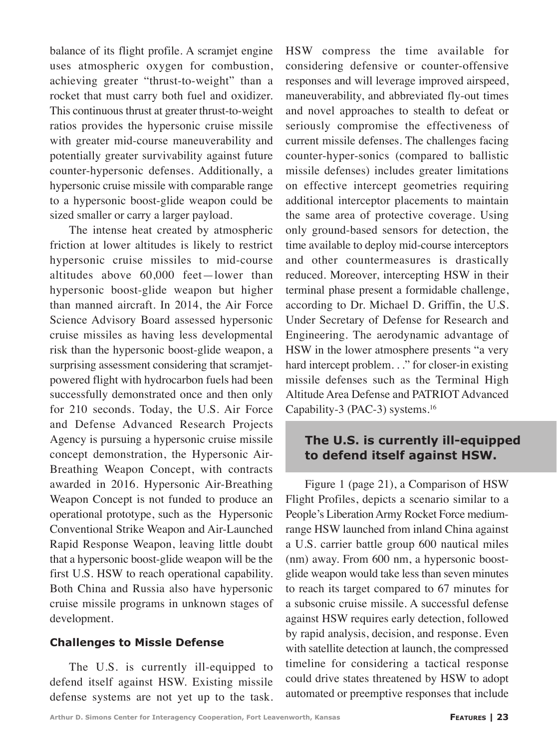balance of its flight profile. A scramjet engine uses atmospheric oxygen for combustion, achieving greater "thrust-to-weight" than a rocket that must carry both fuel and oxidizer. This continuous thrust at greater thrust-to-weight ratios provides the hypersonic cruise missile with greater mid-course maneuverability and potentially greater survivability against future counter-hypersonic defenses. Additionally, a hypersonic cruise missile with comparable range to a hypersonic boost-glide weapon could be sized smaller or carry a larger payload.

The intense heat created by atmospheric friction at lower altitudes is likely to restrict hypersonic cruise missiles to mid-course altitudes above 60,000 feet—lower than hypersonic boost-glide weapon but higher than manned aircraft. In 2014, the Air Force Science Advisory Board assessed hypersonic cruise missiles as having less developmental risk than the hypersonic boost-glide weapon, a surprising assessment considering that scramjet-powered flight with hydrocarbon fuels had been successfully demonstrated once and then only for 210 seconds. Today, the U.S. Air Force and Defense Advanced Research Projects Agency is pursuing a hypersonic cruise missile concept demonstration, the Hypersonic Air-Breathing Weapon Concept, with contracts awarded in 2016. Hypersonic Air-Breathing Weapon Concept is not funded to produce an operational prototype, such as the Hypersonic Conventional Strike Weapon and Air-Launched Rapid Response Weapon, leaving little doubt that a hypersonic boost-glide weapon will be the first U.S. HSW to reach operational capability. Both China and Russia also have hypersonic cruise missile programs in unknown stages of development.

### Challenges to Missle Defense

The U.S. is currently ill-equipped to defend itself against HSW. Existing missile defense systems are not yet up to the task. HSW compress the time available for considering defensive or counter-offensive responses and will leverage improved airspeed, maneuverability, and abbreviated fly-out times and novel approaches to stealth to defeat or seriously compromise the effectiveness of current missile defenses. The challenges facing counter-hyper-sonics (compared to ballistic missile defenses) includes greater limitations on effective intercept geometries requiring additional interceptor placements to maintain the same area of protective coverage. Using only ground-based sensors for detection, the time available to deploy mid-course interceptors and other countermeasures is drastically reduced. Moreover, intercepting HSW in their terminal phase present a formidable challenge, according to Dr. Michael D. Griffin, the U.S. Under Secretary of Defense for Research and Engineering. The aerodynamic advantage of HSW in the lower atmosphere presents "a very hard intercept problem. . ." for closer-in existing missile defenses such as the Terminal High Altitude Area Defense and PATRIOT Advanced Capability-3 (PAC-3) systems.[16]

> **The U.S. is currently ill-equipped to defend itself against HSW.**

Figure 1 (page 21), a Comparison of HSW Flight Profiles, depicts a scenario similar to a People's Liberation Army Rocket Force medium-range HSW launched from inland China against a U.S. carrier battle group 600 nautical miles (nm) away. From 600 nm, a hypersonic boost-glide weapon would take less than seven minutes to reach its target compared to 67 minutes for a subsonic cruise missile. A successful defense against HSW requires early detection, followed by rapid analysis, decision, and response. Even with satellite detection at launch, the compressed timeline for considering a tactical response could drive states threatened by HSW to adopt automated or preemptive responses that include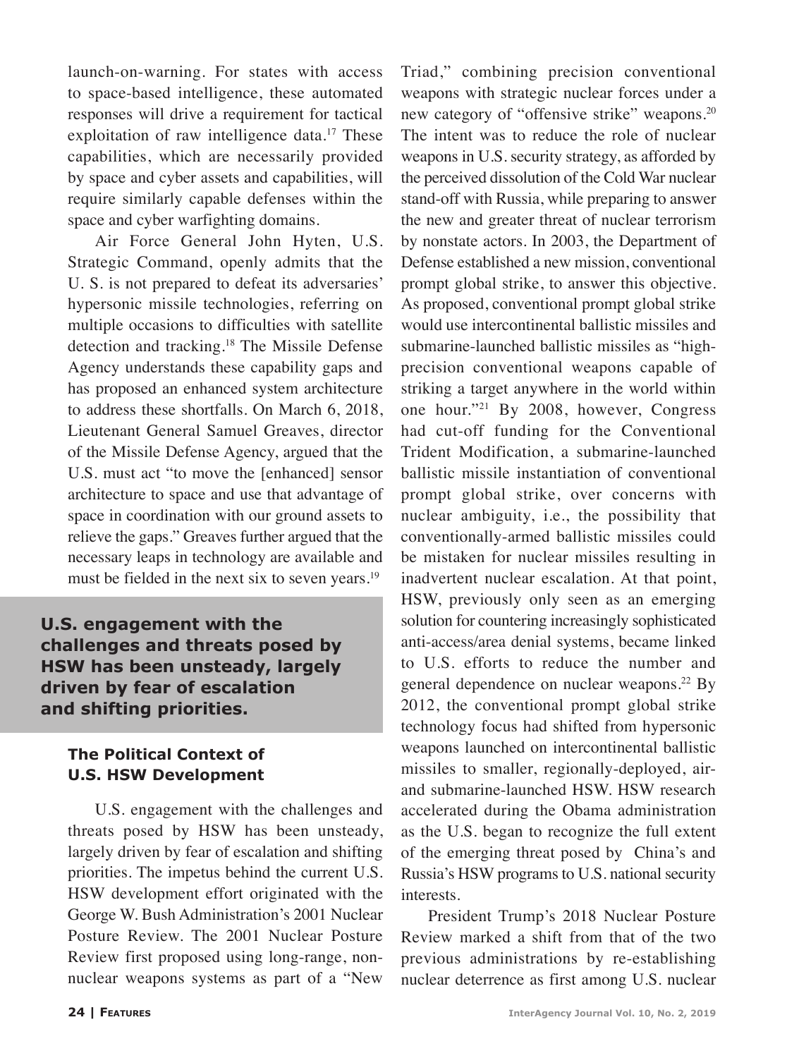launch-on-warning. For states with access to space-based intelligence, these automated responses will drive a requirement for tactical exploitation of raw intelligence data.[17] These capabilities, which are necessarily provided by space and cyber assets and capabilities, will require similarly capable defenses within the space and cyber warfighting domains.

Air Force General John Hyten, U.S. Strategic Command, openly admits that the U. S. is not prepared to defeat its adversaries' hypersonic missile technologies, referring on multiple occasions to difficulties with satellite detection and tracking.[18] The Missile Defense Agency understands these capability gaps and has proposed an enhanced system architecture to address these shortfalls. On March 6, 2018, Lieutenant General Samuel Greaves, director of the Missile Defense Agency, argued that the U.S. must act "to move the [enhanced] sensor architecture to space and use that advantage of space in coordination with our ground assets to relieve the gaps." Greaves further argued that the necessary leaps in technology are available and must be fielded in the next six to seven years.[19]

**U.S. engagement with the challenges and threats posed by HSW has been unsteady, largely driven by fear of escalation and shifting priorities.**

### The Political Context of U.S. HSW Development

U.S. engagement with the challenges and threats posed by HSW has been unsteady, largely driven by fear of escalation and shifting priorities. The impetus behind the current U.S. HSW development effort originated with the George W. Bush Administration's 2001 Nuclear Posture Review. The 2001 Nuclear Posture Review first proposed using long-range, non-nuclear weapons systems as part of a "New Triad," combining precision conventional weapons with strategic nuclear forces under a new category of "offensive strike" weapons.[20] The intent was to reduce the role of nuclear weapons in U.S. security strategy, as afforded by the perceived dissolution of the Cold War nuclear stand-off with Russia, while preparing to answer the new and greater threat of nuclear terrorism by nonstate actors. In 2003, the Department of Defense established a new mission, conventional prompt global strike, to answer this objective. As proposed, conventional prompt global strike would use intercontinental ballistic missiles and submarine-launched ballistic missiles as "high-precision conventional weapons capable of striking a target anywhere in the world within one hour."[21] By 2008, however, Congress had cut-off funding for the Conventional Trident Modification, a submarine-launched ballistic missile instantiation of conventional prompt global strike, over concerns with nuclear ambiguity, i.e., the possibility that conventionally-armed ballistic missiles could be mistaken for nuclear missiles resulting in inadvertent nuclear escalation. At that point, HSW, previously only seen as an emerging solution for countering increasingly sophisticated anti-access/area denial systems, became linked to U.S. efforts to reduce the number and general dependence on nuclear weapons.[22] By 2012, the conventional prompt global strike technology focus had shifted from hypersonic weapons launched on intercontinental ballistic missiles to smaller, regionally-deployed, air- and submarine-launched HSW. HSW research accelerated during the Obama administration as the U.S. began to recognize the full extent of the emerging threat posed by China's and Russia's HSW programs to U.S. national security interests.

President Trump's 2018 Nuclear Posture Review marked a shift from that of the two previous administrations by re-establishing nuclear deterrence as first among U.S. nuclear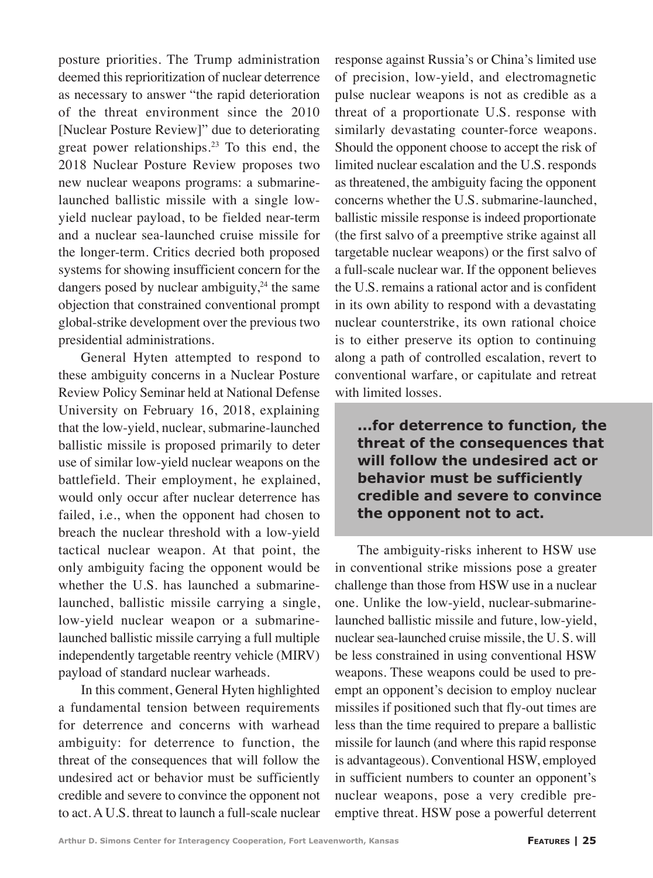posture priorities. The Trump administration deemed this reprioritization of nuclear deterrence as necessary to answer "the rapid deterioration of the threat environment since the 2010 [Nuclear Posture Review]" due to deteriorating great power relationships.[23] To this end, the 2018 Nuclear Posture Review proposes two new nuclear weapons programs: a submarine-launched ballistic missile with a single low-yield nuclear payload, to be fielded near-term and a nuclear sea-launched cruise missile for the longer-term. Critics decried both proposed systems for showing insufficient concern for the dangers posed by nuclear ambiguity,[24] the same objection that constrained conventional prompt global-strike development over the previous two presidential administrations.

General Hyten attempted to respond to these ambiguity concerns in a Nuclear Posture Review Policy Seminar held at National Defense University on February 16, 2018, explaining that the low-yield, nuclear, submarine-launched ballistic missile is proposed primarily to deter use of similar low-yield nuclear weapons on the battlefield. Their employment, he explained, would only occur after nuclear deterrence has failed, i.e., when the opponent had chosen to breach the nuclear threshold with a low-yield tactical nuclear weapon. At that point, the only ambiguity facing the opponent would be whether the U.S. has launched a submarine-launched, ballistic missile carrying a single, low-yield nuclear weapon or a submarine-launched ballistic missile carrying a full multiple independently targetable reentry vehicle (MIRV) payload of standard nuclear warheads.

In this comment, General Hyten highlighted a fundamental tension between requirements for deterrence and concerns with warhead ambiguity: for deterrence to function, the threat of the consequences that will follow the undesired act or behavior must be sufficiently credible and severe to convince the opponent not to act. A U.S. threat to launch a full-scale nuclear response against Russia's or China's limited use of precision, low-yield, and electromagnetic pulse nuclear weapons is not as credible as a threat of a proportionate U.S. response with similarly devastating counter-force weapons. Should the opponent choose to accept the risk of limited nuclear escalation and the U.S. responds as threatened, the ambiguity facing the opponent concerns whether the U.S. submarine-launched, ballistic missile response is indeed proportionate (the first salvo of a preemptive strike against all targetable nuclear weapons) or the first salvo of a full-scale nuclear war. If the opponent believes the U.S. remains a rational actor and is confident in its own ability to respond with a devastating nuclear counterstrike, its own rational choice is to either preserve its option to continuing along a path of controlled escalation, revert to conventional warfare, or capitulate and retreat with limited losses.

> **...for deterrence to function, the threat of the consequences that will follow the undesired act or behavior must be sufficiently credible and severe to convince the opponent not to act.**

The ambiguity-risks inherent to HSW use in conventional strike missions pose a greater challenge than those from HSW use in a nuclear one. Unlike the low-yield, nuclear-submarine-launched ballistic missile and future, low-yield, nuclear sea-launched cruise missile, the U. S. will be less constrained in using conventional HSW weapons. These weapons could be used to pre-empt an opponent's decision to employ nuclear missiles if positioned such that fly-out times are less than the time required to prepare a ballistic missile for launch (and where this rapid response is advantageous). Conventional HSW, employed in sufficient numbers to counter an opponent's nuclear weapons, pose a very credible pre-emptive threat. HSW pose a powerful deterrent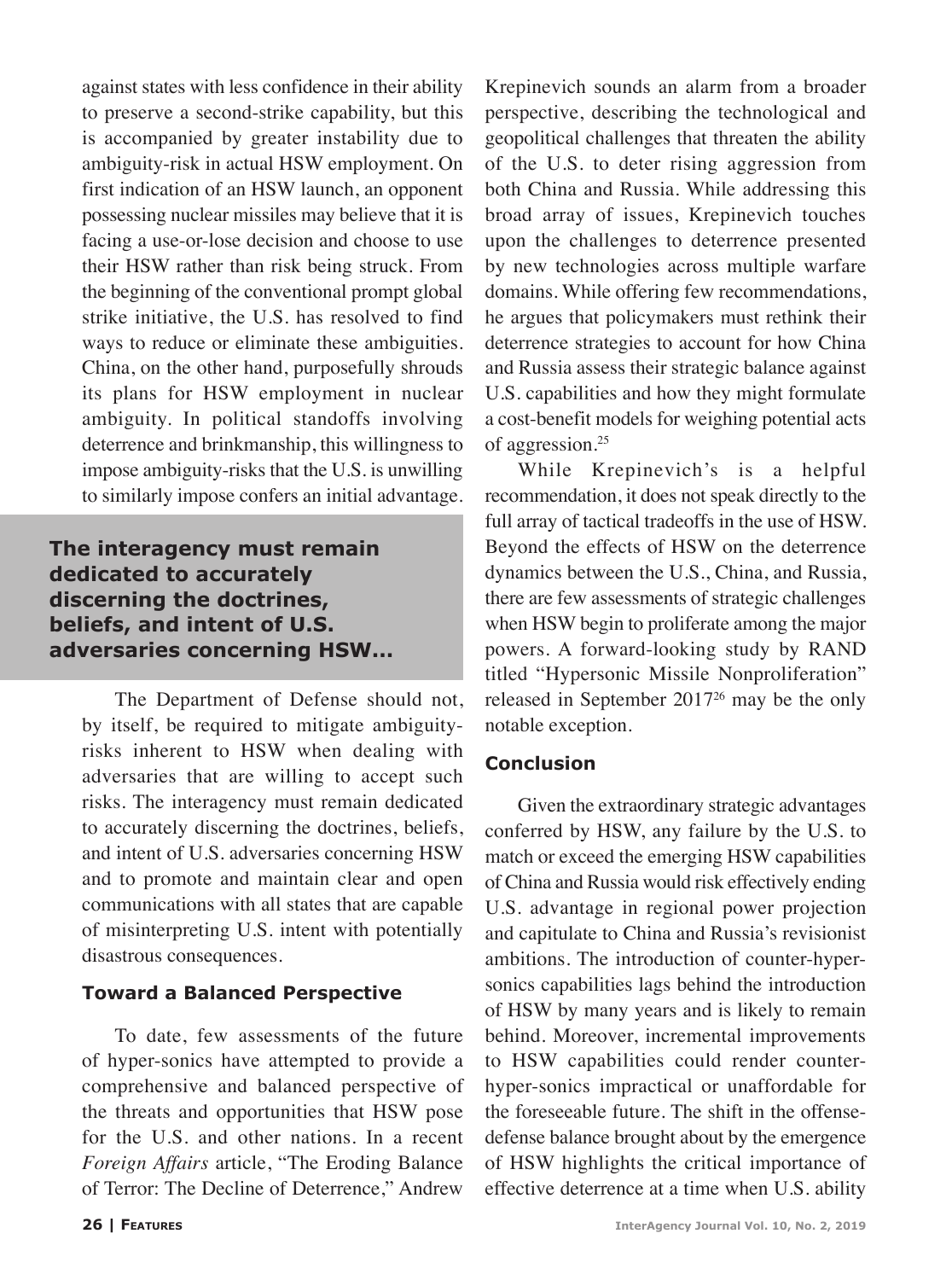against states with less confidence in their ability to preserve a second-strike capability, but this is accompanied by greater instability due to ambiguity-risk in actual HSW employment. On first indication of an HSW launch, an opponent possessing nuclear missiles may believe that it is facing a use-or-lose decision and choose to use their HSW rather than risk being struck. From the beginning of the conventional prompt global strike initiative, the U.S. has resolved to find ways to reduce or eliminate these ambiguities. China, on the other hand, purposefully shrouds its plans for HSW employment in nuclear ambiguity. In political standoffs involving deterrence and brinkmanship, this willingness to impose ambiguity-risks that the U.S. is unwilling to similarly impose confers an initial advantage.

**The interagency must remain dedicated to accurately discerning the doctrines, beliefs, and intent of U.S. adversaries concerning HSW...**

The Department of Defense should not, by itself, be required to mitigate ambiguity-risks inherent to HSW when dealing with adversaries that are willing to accept such risks. The interagency must remain dedicated to accurately discerning the doctrines, beliefs, and intent of U.S. adversaries concerning HSW and to promote and maintain clear and open communications with all states that are capable of misinterpreting U.S. intent with potentially disastrous consequences.

### Toward a Balanced Perspective

To date, few assessments of the future of hyper-sonics have attempted to provide a comprehensive and balanced perspective of the threats and opportunities that HSW pose for the U.S. and other nations. In a recent *Foreign Affairs* article, "The Eroding Balance of Terror: The Decline of Deterrence," Andrew Krepinevich sounds an alarm from a broader perspective, describing the technological and geopolitical challenges that threaten the ability of the U.S. to deter rising aggression from both China and Russia. While addressing this broad array of issues, Krepinevich touches upon the challenges to deterrence presented by new technologies across multiple warfare domains. While offering few recommendations, he argues that policymakers must rethink their deterrence strategies to account for how China and Russia assess their strategic balance against U.S. capabilities and how they might formulate a cost-benefit models for weighing potential acts of aggression.[25]

While Krepinevich's is a helpful recommendation, it does not speak directly to the full array of tactical tradeoffs in the use of HSW. Beyond the effects of HSW on the deterrence dynamics between the U.S., China, and Russia, there are few assessments of strategic challenges when HSW begin to proliferate among the major powers. A forward-looking study by RAND titled "Hypersonic Missile Nonproliferation" released in September 2017[26] may be the only notable exception.

### Conclusion

Given the extraordinary strategic advantages conferred by HSW, any failure by the U.S. to match or exceed the emerging HSW capabilities of China and Russia would risk effectively ending U.S. advantage in regional power projection and capitulate to China and Russia's revisionist ambitions. The introduction of counter-hyper-sonics capabilities lags behind the introduction of HSW by many years and is likely to remain behind. Moreover, incremental improvements to HSW capabilities could render counter-hyper-sonics impractical or unaffordable for the foreseeable future. The shift in the offense-defense balance brought about by the emergence of HSW highlights the critical importance of effective deterrence at a time when U.S. ability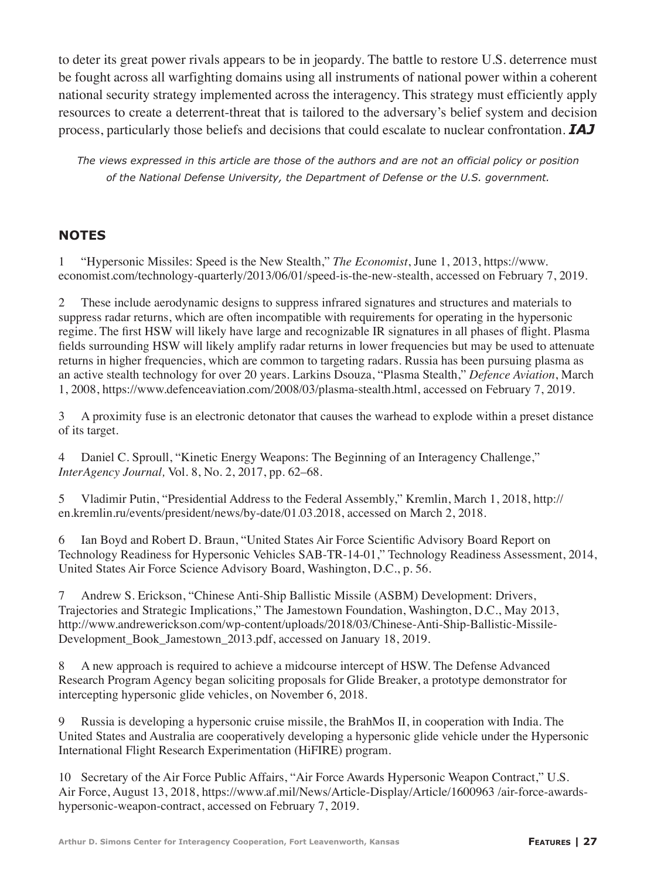to deter its great power rivals appears to be in jeopardy. The battle to restore U.S. deterrence must be fought across all warfighting domains using all instruments of national power within a coherent national security strategy implemented across the interagency. This strategy must efficiently apply resources to create a deterrent-threat that is tailored to the adversary's belief system and decision process, particularly those beliefs and decisions that could escalate to nuclear confrontation. ***IAJ***

*The views expressed in this article are those of the authors and are not an official policy or position of the National Defense University, the Department of Defense or the U.S. government.*

## NOTES

1 "Hypersonic Missiles: Speed is the New Stealth," *The Economist*, June 1, 2013, https://www.economist.com/technology-quarterly/2013/06/01/speed-is-the-new-stealth, accessed on February 7, 2019.

2 These include aerodynamic designs to suppress infrared signatures and structures and materials to suppress radar returns, which are often incompatible with requirements for operating in the hypersonic regime. The first HSW will likely have large and recognizable IR signatures in all phases of flight. Plasma fields surrounding HSW will likely amplify radar returns in lower frequencies but may be used to attenuate returns in higher frequencies, which are common to targeting radars. Russia has been pursuing plasma as an active stealth technology for over 20 years. Larkins Dsouza, "Plasma Stealth," *Defence Aviation*, March 1, 2008, https://www.defenceaviation.com/2008/03/plasma-stealth.html, accessed on February 7, 2019.

3 A proximity fuse is an electronic detonator that causes the warhead to explode within a preset distance of its target.

4 Daniel C. Sproull, "Kinetic Energy Weapons: The Beginning of an Interagency Challenge," *InterAgency Journal,* Vol. 8, No. 2, 2017, pp. 62–68.

5 Vladimir Putin, "Presidential Address to the Federal Assembly," Kremlin, March 1, 2018, http://en.kremlin.ru/events/president/news/by-date/01.03.2018, accessed on March 2, 2018.

6 Ian Boyd and Robert D. Braun, "United States Air Force Scientific Advisory Board Report on Technology Readiness for Hypersonic Vehicles SAB-TR-14-01," Technology Readiness Assessment, 2014, United States Air Force Science Advisory Board, Washington, D.C., p. 56.

7 Andrew S. Erickson, "Chinese Anti-Ship Ballistic Missile (ASBM) Development: Drivers, Trajectories and Strategic Implications," The Jamestown Foundation, Washington, D.C., May 2013, http://www.andrewerickson.com/wp-content/uploads/2018/03/Chinese-Anti-Ship-Ballistic-Missile-Development_Book_Jamestown_2013.pdf, accessed on January 18, 2019.

8 A new approach is required to achieve a midcourse intercept of HSW. The Defense Advanced Research Program Agency began soliciting proposals for Glide Breaker, a prototype demonstrator for intercepting hypersonic glide vehicles, on November 6, 2018.

9 Russia is developing a hypersonic cruise missile, the BrahMos II, in cooperation with India. The United States and Australia are cooperatively developing a hypersonic glide vehicle under the Hypersonic International Flight Research Experimentation (HiFIRE) program.

10 Secretary of the Air Force Public Affairs, "Air Force Awards Hypersonic Weapon Contract," U.S. Air Force, August 13, 2018, https://www.af.mil/News/Article-Display/Article/1600963 /air-force-awards-hypersonic-weapon-contract, accessed on February 7, 2019.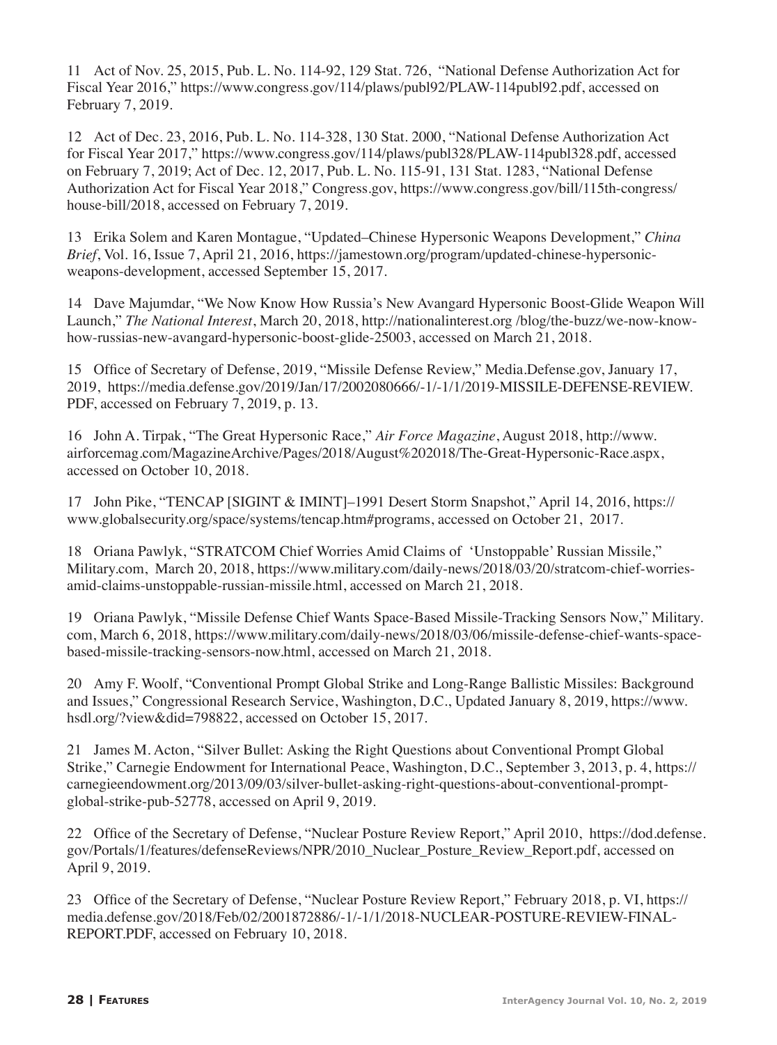11 Act of Nov. 25, 2015, Pub. L. No. 114-92, 129 Stat. 726, "National Defense Authorization Act for Fiscal Year 2016," https://www.congress.gov/114/plaws/publ92/PLAW-114publ92.pdf, accessed on February 7, 2019.

12 Act of Dec. 23, 2016, Pub. L. No. 114-328, 130 Stat. 2000, "National Defense Authorization Act for Fiscal Year 2017," https://www.congress.gov/114/plaws/publ328/PLAW-114publ328.pdf, accessed on February 7, 2019; Act of Dec. 12, 2017, Pub. L. No. 115-91, 131 Stat. 1283, "National Defense Authorization Act for Fiscal Year 2018," Congress.gov, https://www.congress.gov/bill/115th-congress/house-bill/2018, accessed on February 7, 2019.

13 Erika Solem and Karen Montague, "Updated–Chinese Hypersonic Weapons Development," *China Brief*, Vol. 16, Issue 7, April 21, 2016, https://jamestown.org/program/updated-chinese-hypersonic-weapons-development, accessed September 15, 2017.

14 Dave Majumdar, "We Now Know How Russia's New Avangard Hypersonic Boost-Glide Weapon Will Launch," *The National Interest*, March 20, 2018, http://nationalinterest.org /blog/the-buzz/we-now-know-how-russias-new-avangard-hypersonic-boost-glide-25003, accessed on March 21, 2018.

15 Office of Secretary of Defense, 2019, "Missile Defense Review," Media.Defense.gov, January 17, 2019, https://media.defense.gov/2019/Jan/17/2002080666/-1/-1/1/2019-MISSILE-DEFENSE-REVIEW.PDF, accessed on February 7, 2019, p. 13.

16 John A. Tirpak, "The Great Hypersonic Race," *Air Force Magazine*, August 2018, http://www.airforcemag.com/MagazineArchive/Pages/2018/August%202018/The-Great-Hypersonic-Race.aspx, accessed on October 10, 2018.

17 John Pike, "TENCAP [SIGINT & IMINT]–1991 Desert Storm Snapshot," April 14, 2016, https://www.globalsecurity.org/space/systems/tencap.htm#programs, accessed on October 21, 2017.

18 Oriana Pawlyk, "STRATCOM Chief Worries Amid Claims of 'Unstoppable' Russian Missile," Military.com, March 20, 2018, https://www.military.com/daily-news/2018/03/20/stratcom-chief-worries-amid-claims-unstoppable-russian-missile.html, accessed on March 21, 2018.

19 Oriana Pawlyk, "Missile Defense Chief Wants Space-Based Missile-Tracking Sensors Now," Military.com, March 6, 2018, https://www.military.com/daily-news/2018/03/06/missile-defense-chief-wants-space-based-missile-tracking-sensors-now.html, accessed on March 21, 2018.

20 Amy F. Woolf, "Conventional Prompt Global Strike and Long-Range Ballistic Missiles: Background and Issues," Congressional Research Service, Washington, D.C., Updated January 8, 2019, https://www.hsdl.org/?view&did=798822, accessed on October 15, 2017.

21 James M. Acton, "Silver Bullet: Asking the Right Questions about Conventional Prompt Global Strike," Carnegie Endowment for International Peace, Washington, D.C., September 3, 2013, p. 4, https://carnegieendowment.org/2013/09/03/silver-bullet-asking-right-questions-about-conventional-prompt-global-strike-pub-52778, accessed on April 9, 2019.

22 Office of the Secretary of Defense, "Nuclear Posture Review Report," April 2010, https://dod.defense.gov/Portals/1/features/defenseReviews/NPR/2010_Nuclear_Posture_Review_Report.pdf, accessed on April 9, 2019.

23 Office of the Secretary of Defense, "Nuclear Posture Review Report," February 2018, p. VI, https://media.defense.gov/2018/Feb/02/2001872886/-1/-1/1/2018-NUCLEAR-POSTURE-REVIEW-FINAL-REPORT.PDF, accessed on February 10, 2018.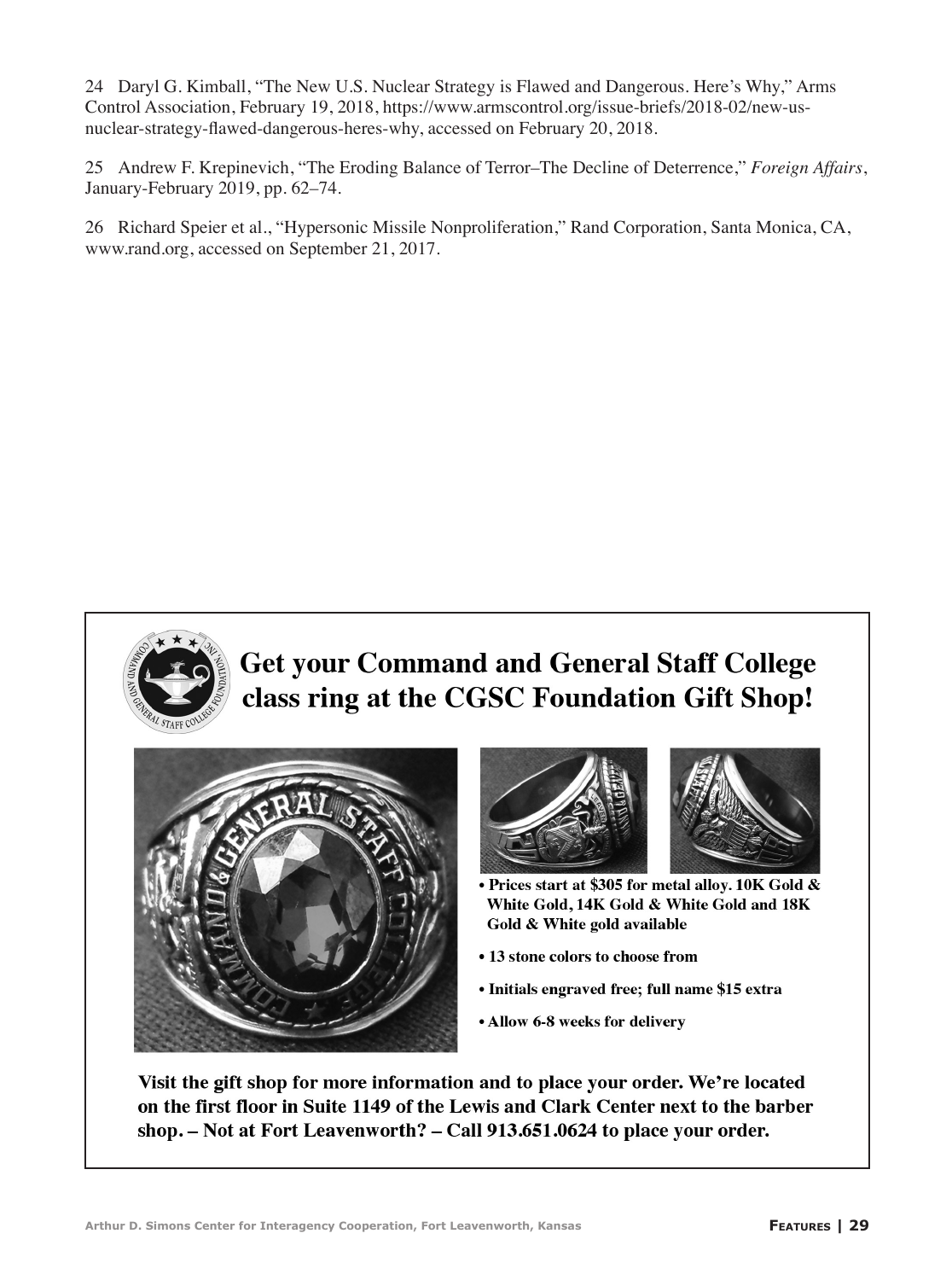24 Daryl G. Kimball, "The New U.S. Nuclear Strategy is Flawed and Dangerous. Here's Why," Arms Control Association, February 19, 2018, https://www.armscontrol.org/issue-briefs/2018-02/new-us-nuclear-strategy-flawed-dangerous-heres-why, accessed on February 20, 2018.

25 Andrew F. Krepinevich, "The Eroding Balance of Terror–The Decline of Deterrence," *Foreign Affairs*, January-February 2019, pp. 62–74.

26 Richard Speier et al., "Hypersonic Missile Nonproliferation," Rand Corporation, Santa Monica, CA, www.rand.org, accessed on September 21, 2017.

## Get your Command and General Staff College class ring at the CGSC Foundation Gift Shop!

- **Prices start at $305 for metal alloy. 10K Gold & White Gold, 14K Gold & White Gold and 18K Gold & White gold available**
- **13 stone colors to choose from**
- **Initials engraved free; full name $15 extra**
- **Allow 6-8 weeks for delivery**

**Visit the gift shop for more information and to place your order. We're located on the first floor in Suite 1149 of the Lewis and Clark Center next to the barber shop. – Not at Fort Leavenworth? – Call 913.651.0624 to place your order.**